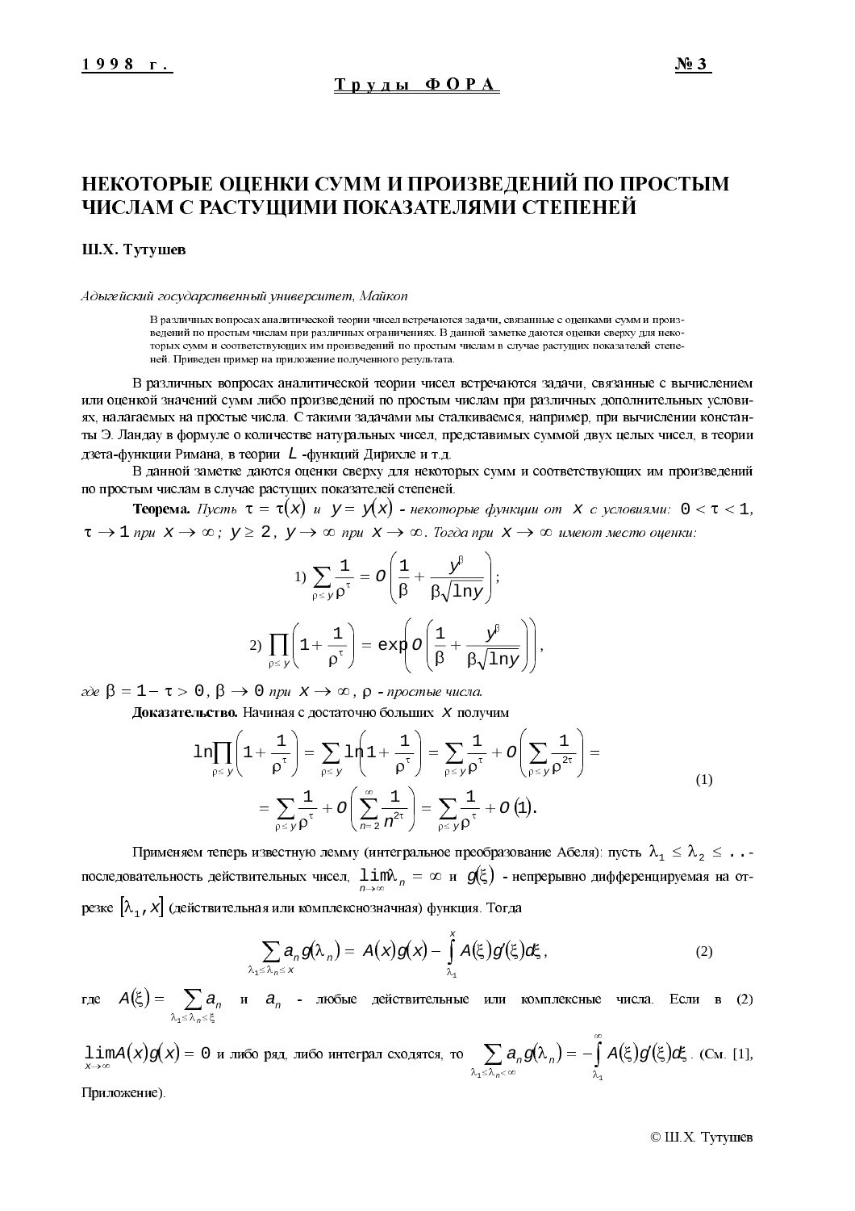# НЕКОТОРЫЕ ОЦЕНКИ СУММ И ПРОИЗВЕДЕНИЙ ПО ПРОСТЫМ ЧИСЛАМ С РАСТУЩИМИ ПОКАЗАТЕЛЯМИ СТЕПЕНЕЙ

**Ш.Х. Тутушев**

*Адыгейский государственный университет, Майкоп*

В различных вопросах аналитической теории чисел встречаются задачи, связанные с оценками сумм и произведений по простым числам при различных ограничениях. В данной заметке даются оценки сверху для некоторых сумм и соответствующих им произведений по простым числам в случае растущих показателей степеней. Приведен пример на приложение полученного результата.

В различных вопросах аналитической теории чисел встречаются задачи, связанные с вычислением или оценкой значений сумм либо произведений по простым числам при различных дополнительных условиях, налагаемых на простые числа. С такими задачами мы сталкиваемся, например, при вычислении константы Э. Ландау в формуле о количестве натуральных чисел, представимых суммой двух целых чисел, в теории дзета-функции Римана, в теории $L$-функций Дирихле и т.д.

В данной заметке даются оценки сверху для некоторых сумм и соответствующих им произведений по простым числам в случае растущих показателей степеней.

**Теорема.** *Пусть* $\tau = \tau(x)$ *и* $y = y(x)$ *- некоторые функции от* $x$ *с условиями:* $0 < \tau < 1$, $\tau \to 1$ *при* $x \to \infty$*;* $y \geq 2$, $y \to \infty$ *при* $x \to \infty$. *Тогда при* $x \to \infty$ *имеют место оценки:*

$$1)\ \sum_{\rho \leq y} \frac{1}{\rho^{\tau}} = O\left(\frac{1}{\beta} + \frac{y^{\beta}}{\beta\sqrt{\ln y}}\right);$$

$$2)\ \prod_{\rho \leq y}\left(1 + \frac{1}{\rho^{\tau}}\right) = \exp O\left(\frac{1}{\beta} + \frac{y^{\beta}}{\beta\sqrt{\ln y}}\right),$$

*где* $\beta = 1 - \tau > 0$, $\beta \to 0$ *при* $x \to \infty$, $\rho$ *- простые числа.*

**Доказательство.** Начиная с достаточно больших $x$ получим

$$\begin{aligned} \ln\prod_{\rho \leq y}\left(1 + \frac{1}{\rho^{\tau}}\right) &= \sum_{\rho \leq y} \ln\left(1 + \frac{1}{\rho^{\tau}}\right) = \sum_{\rho \leq y} \frac{1}{\rho^{\tau}} + O\left(\sum_{\rho \leq y} \frac{1}{\rho^{2\tau}}\right) = \\ &= \sum_{\rho \leq y} \frac{1}{\rho^{\tau}} + O\left(\sum_{n=2}^{\infty} \frac{1}{n^{2\tau}}\right) = \sum_{\rho \leq y} \frac{1}{\rho^{\tau}} + O(1). \end{aligned} \tag{1}$$

Применяем теперь известную лемму (интегральное преобразование Абеля): пусть $\lambda_1 \leq \lambda_2 \leq \ldots$ - последовательность действительных чисел, $\lim\limits_{n\to\infty} \lambda_n = \infty$ и $g(\xi)$ - непрерывно дифференцируемая на отрезке $[\lambda_1, x]$ (действительная или комплекснозначная) функция. Тогда

$$\sum_{\lambda_1 \leq \lambda_n \leq x} a_n g(\lambda_n) = A(x)g(x) - \int_{\lambda_1}^{x} A(\xi)g'(\xi)d\xi, \tag{2}$$

где $A(\xi) = \sum\limits_{\lambda_1 \leq \lambda_n \leq \xi} a_n$ и $a_n$ - любые действительные или комплексные числа. Если в (2) $\lim\limits_{x\to\infty} A(x)g(x) = 0$ и либо ряд, либо интеграл сходятся, то $\sum\limits_{\lambda_1 \leq \lambda_n < \infty} a_n g(\lambda_n) = -\int\limits_{\lambda_1}^{\infty} A(\xi)g'(\xi)d\xi$. (См. [1], Приложение).

© Ш.Х. Тутушев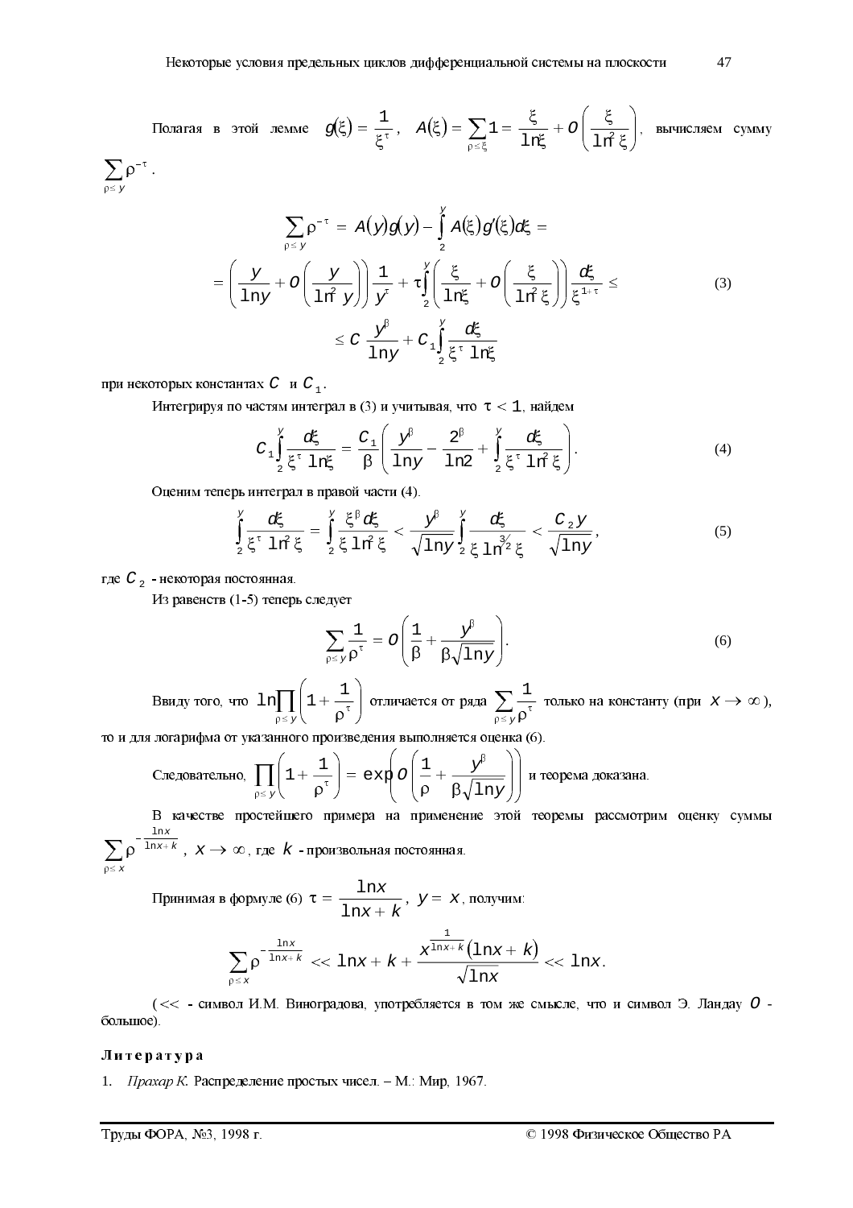Полагая в этой лемме $g(\xi) = \dfrac{1}{\xi^{\tau}}$, $A(\xi) = \sum\limits_{\rho \le \xi} 1 = \dfrac{\xi}{\ln \xi} + O\left(\dfrac{\xi}{\ln^2 \xi}\right)$, вычисляем сумму $\sum\limits_{\rho \le y} \rho^{-\tau}$.

$$
\begin{aligned}
\sum_{\rho \le y} \rho^{-\tau} &= A(y)g(y) - \int_2^y A(\xi)g'(\xi)d\xi = \\
&= \left(\frac{y}{\ln y} + O\left(\frac{y}{\ln^2 y}\right)\right)\frac{1}{y^{\tau}} + \tau\int_2^y \left(\frac{\xi}{\ln \xi} + O\left(\frac{\xi}{\ln^2 \xi}\right)\right)\frac{d\xi}{\xi^{1+\tau}} \le \\
&\le C\,\frac{y^{\beta}}{\ln y} + C_1\int_2^y \frac{d\xi}{\xi^{\tau}\ln \xi}
\end{aligned}
\tag{3}
$$

при некоторых константах $C$ и $C_1$.

Интегрируя по частям интеграл в (3) и учитывая, что $\tau < 1$, найдем

$$
C_1\int_2^y \frac{d\xi}{\xi^{\tau}\ln \xi} = \frac{C_1}{\beta}\left(\frac{y^{\beta}}{\ln y} - \frac{2^{\beta}}{\ln 2} + \int_2^y \frac{d\xi}{\xi^{\tau}\ln^2 \xi}\right). \tag{4}
$$

Оценим теперь интеграл в правой части (4).

$$
\int_2^y \frac{d\xi}{\xi^{\tau}\ln^2 \xi} = \int_2^y \frac{\xi^{\beta}d\xi}{\xi\ln^2 \xi} < \frac{y^{\beta}}{\sqrt{\ln y}}\int_2^y \frac{d\xi}{\xi\ln^{3/2}\xi} < \frac{C_2 y}{\sqrt{\ln y}}, \tag{5}
$$

где $C_2$ - некоторая постоянная.

Из равенств (1-5) теперь следует

$$
\sum_{\rho \le y} \frac{1}{\rho^{\tau}} = O\left(\frac{1}{\beta} + \frac{y^{\beta}}{\beta\sqrt{\ln y}}\right). \tag{6}
$$

Ввиду того, что $\ln\prod\limits_{\rho \le y}\left(1 + \dfrac{1}{\rho^{\tau}}\right)$ отличается от ряда $\sum\limits_{\rho \le y}\dfrac{1}{\rho^{\tau}}$ только на константу (при $x \to \infty$), то и для логарифма от указанного произведения выполняется оценка (6).

Следовательно, $\prod\limits_{\rho \le y}\left(1 + \dfrac{1}{\rho^{\tau}}\right) = \exp\left(O\left(\dfrac{1}{\rho} + \dfrac{y^{\beta}}{\beta\sqrt{\ln y}}\right)\right)$ и теорема доказана.

В качестве простейшего примера на применение этой теоремы рассмотрим оценку суммы $\sum\limits_{\rho \le x} \rho^{-\frac{\ln x}{\ln x + k}}$, $x \to \infty$, где $k$ - произвольная постоянная.

Принимая в формуле (6) $\tau = \dfrac{\ln x}{\ln x + k}$, $y = x$, получим:

$$
\sum_{\rho \le x} \rho^{-\frac{\ln x}{\ln x + k}} << \ln x + k + \frac{x^{\frac{1}{\ln x + k}}(\ln x + k)}{\sqrt{\ln x}} << \ln x.
$$

($<<$ - символ И.М. Виноградова, употребляется в том же смысле, что и символ Э. Ландау $O$ - большое).

**Литература**

1. *Прахар К.* Распределение простых чисел. – М.: Мир, 1967.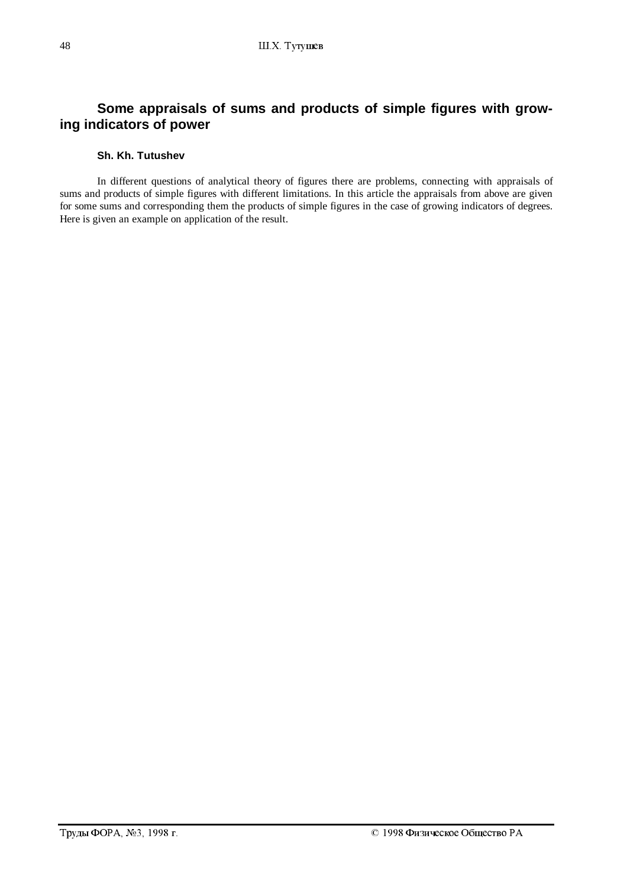# Some appraisals of sums and products of simple figures with growing indicators of power

**Sh. Kh. Tutushev**

In different questions of analytical theory of figures there are problems, connecting with appraisals of sums and products of simple figures with different limitations. In this article the appraisals from above are given for some sums and corresponding them the products of simple figures in the case of growing indicators of degrees. Here is given an example on application of the result.